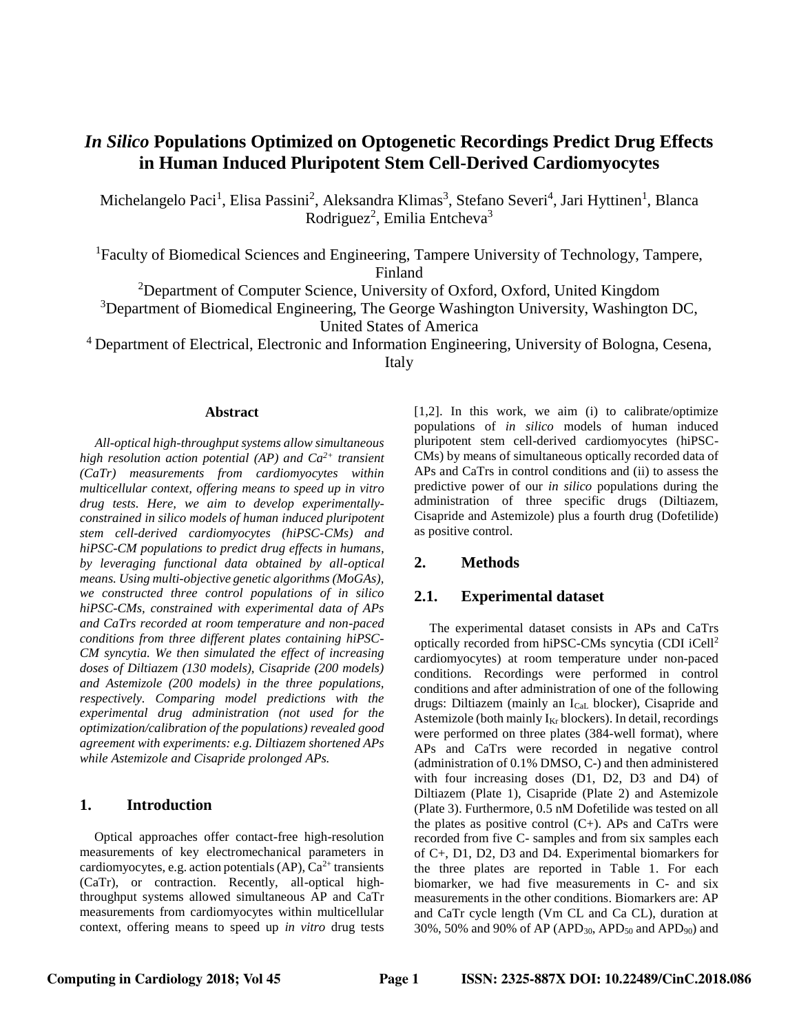# *In Silico* Populations Optimized on Optogenetic Recordings Predict Drug Effects in Human Induced Pluripotent Stem Cell-Derived Cardiomyocytes

Michelangelo Paci[1], Elisa Passini[2], Aleksandra Klimas[3], Stefano Severi[4], Jari Hyttinen[1], Blanca Rodriguez[2], Emilia Entcheva[3]

[1]Faculty of Biomedical Sciences and Engineering, Tampere University of Technology, Tampere, Finland

[2]Department of Computer Science, University of Oxford, Oxford, United Kingdom

[3]Department of Biomedical Engineering, The George Washington University, Washington DC, United States of America

[4] Department of Electrical, Electronic and Information Engineering, University of Bologna, Cesena, Italy

### Abstract

*All-optical high-throughput systems allow simultaneous high resolution action potential (AP) and $Ca^{2+}$ transient (CaTr) measurements from cardiomyocytes within multicellular context, offering means to speed up in vitro drug tests. Here, we aim to develop experimentally-constrained in silico models of human induced pluripotent stem cell-derived cardiomyocytes (hiPSC-CMs) and hiPSC-CM populations to predict drug effects in humans, by leveraging functional data obtained by all-optical means. Using multi-objective genetic algorithms (MoGAs), we constructed three control populations of in silico hiPSC-CMs, constrained with experimental data of APs and CaTrs recorded at room temperature and non-paced conditions from three different plates containing hiPSC-CM syncytia. We then simulated the effect of increasing doses of Diltiazem (130 models), Cisapride (200 models) and Astemizole (200 models) in the three populations, respectively. Comparing model predictions with the experimental drug administration (not used for the optimization/calibration of the populations) revealed good agreement with experiments: e.g. Diltiazem shortened APs while Astemizole and Cisapride prolonged APs.*

## 1. Introduction

Optical approaches offer contact-free high-resolution measurements of key electromechanical parameters in cardiomyocytes, e.g. action potentials (AP), $Ca^{2+}$ transients (CaTr), or contraction. Recently, all-optical high-throughput systems allowed simultaneous AP and CaTr measurements from cardiomyocytes within multicellular context, offering means to speed up *in vitro* drug tests [1,2]. In this work, we aim (i) to calibrate/optimize populations of *in silico* models of human induced pluripotent stem cell-derived cardiomyocytes (hiPSC-CMs) by means of simultaneous optically recorded data of APs and CaTrs in control conditions and (ii) to assess the predictive power of our *in silico* populations during the administration of three specific drugs (Diltiazem, Cisapride and Astemizole) plus a fourth drug (Dofetilide) as positive control.

## 2. Methods

## 2.1. Experimental dataset

The experimental dataset consists in APs and CaTrs optically recorded from hiPSC-CMs syncytia (CDI iCell[2] cardiomyocytes) at room temperature under non-paced conditions. Recordings were performed in control conditions and after administration of one of the following drugs: Diltiazem (mainly an $I_{CaL}$ blocker), Cisapride and Astemizole (both mainly $I_{Kr}$ blockers). In detail, recordings were performed on three plates (384-well format), where APs and CaTrs were recorded in negative control (administration of 0.1% DMSO, C-) and then administered with four increasing doses (D1, D2, D3 and D4) of Diltiazem (Plate 1), Cisapride (Plate 2) and Astemizole (Plate 3). Furthermore, 0.5 nM Dofetilide was tested on all the plates as positive control (C+). APs and CaTrs were recorded from five C- samples and from six samples each of C+, D1, D2, D3 and D4. Experimental biomarkers for the three plates are reported in Table 1. For each biomarker, we had five measurements in C- and six measurements in the other conditions. Biomarkers are: AP and CaTr cycle length (Vm CL and Ca CL), duration at 30%, 50% and 90% of AP ($APD_{30}$, $APD_{50}$ and $APD_{90}$) and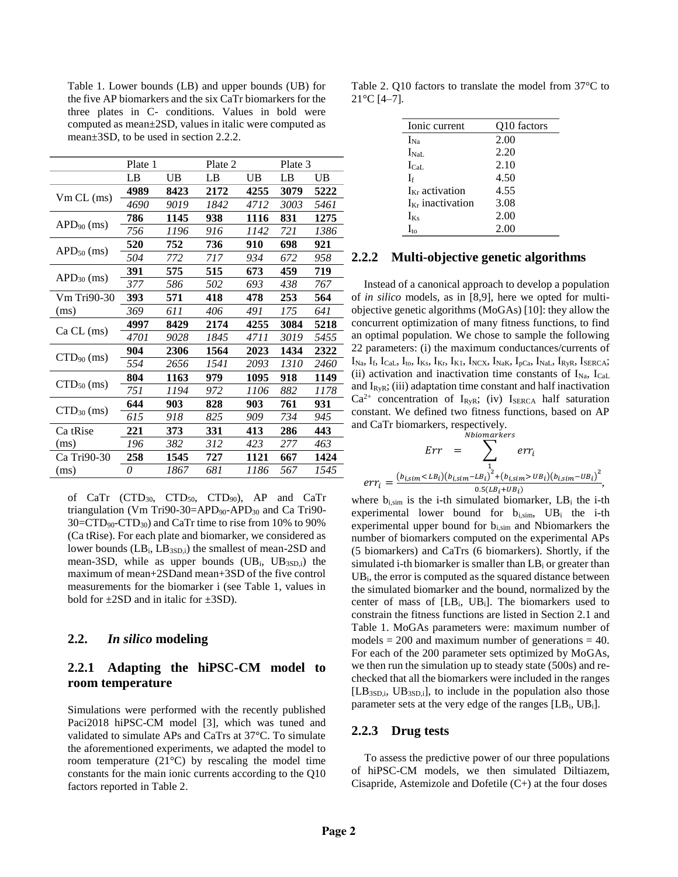Table 1. Lower bounds (LB) and upper bounds (UB) for the five AP biomarkers and the six CaTr biomarkers for the three plates in C- conditions. Values in bold were computed as mean±2SD, values in italic were computed as mean±3SD, to be used in section 2.2.2.

| | Plate 1 | | Plate 2 | | Plate 3 | |
|---|---|---|---|---|---|---|
| | LB | UB | LB | UB | LB | UB |
| Vm CL (ms) | **4989** | **8423** | **2172** | **4255** | **3079** | **5222** |
| | *4690* | *9019* | *1842* | *4712* | *3003* | *5461* |
| $APD_{90}$ (ms) | **786** | **1145** | **938** | **1116** | **831** | **1275** |
| | *756* | *1196* | *916* | *1142* | *721* | *1386* |
| $APD_{50}$ (ms) | **520** | **752** | **736** | **910** | **698** | **921** |
| | *504* | *772* | *717* | *934* | *672* | *958* |
| $APD_{30}$ (ms) | **391** | **575** | **515** | **673** | **459** | **719** |
| | *377* | *586* | *502* | *693* | *438* | *767* |
| Vm Tri90-30 (ms) | **393** | **571** | **418** | **478** | **253** | **564** |
| | *369* | *611* | *406* | *491* | *175* | *641* |
| Ca CL (ms) | **4997** | **8429** | **2174** | **4255** | **3084** | **5218** |
| | *4701* | *9028* | *1845* | *4711* | *3019* | *5455* |
| $CTD_{90}$ (ms) | **904** | **2306** | **1564** | **2023** | **1434** | **2322** |
| | *554* | *2656* | *1541* | *2093* | *1310* | *2460* |
| $CTD_{50}$ (ms) | **804** | **1163** | **979** | **1095** | **918** | **1149** |
| | *751* | *1194* | *972* | *1106* | *882* | *1178* |
| $CTD_{30}$ (ms) | **644** | **903** | **828** | **903** | **761** | **931** |
| | *615* | *918* | *825* | *909* | *734* | *945* |
| Ca tRise (ms) | **221** | **373** | **331** | **413** | **286** | **443** |
| | *196* | *382* | *312* | *423* | *277* | *463* |
| Ca Tri90-30 (ms) | **258** | **1545** | **727** | **1121** | **667** | **1424** |
| | *0* | *1867* | *681* | *1186* | *567* | *1545* |

of CaTr ($CTD_{30}$, $CTD_{50}$, $CTD_{90}$), AP and CaTr triangulation (Vm Tri90-30=$APD_{90}$-$APD_{30}$ and Ca Tri90-30=$CTD_{90}$-$CTD_{30}$) and CaTr time to rise from 10% to 90% (Ca tRise). For each plate and biomarker, we considered as lower bounds ($LB_i$, $LB_{3SD,i}$) the smallest of mean-2SD and mean-3SD, while as upper bounds ($UB_i$, $UB_{3SD,i}$) the maximum of mean+2SDand mean+3SD of the five control measurements for the biomarker i (see Table 1, values in bold for ±2SD and in italic for ±3SD).

## 2.2. *In silico* modeling

### 2.2.1 Adapting the hiPSC-CM model to room temperature

Simulations were performed with the recently published Paci2018 hiPSC-CM model [3], which was tuned and validated to simulate APs and CaTrs at 37°C. To simulate the aforementioned experiments, we adapted the model to room temperature (21°C) by rescaling the model time constants for the main ionic currents according to the Q10 factors reported in Table 2.

Table 2. Q10 factors to translate the model from 37°C to 21°C [4–7].

| Ionic current | Q10 factors |
|---|---|
| $I_{Na}$ | 2.00 |
| $I_{NaL}$ | 2.20 |
| $I_{CaL}$ | 2.10 |
| $I_f$ | 4.50 |
| $I_{Kr}$ activation | 4.55 |
| $I_{Kr}$ inactivation | 3.08 |
| $I_{Ks}$ | 2.00 |
| $I_{to}$ | 2.00 |

### 2.2.2 Multi-objective genetic algorithms

Instead of a canonical approach to develop a population of *in silico* models, as in [8,9], here we opted for multi-objective genetic algorithms (MoGAs) [10]: they allow the concurrent optimization of many fitness functions, to find an optimal population. We chose to sample the following 22 parameters: (i) the maximum conductances/currents of $I_{Na}$, $I_f$, $I_{CaL}$, $I_{to}$, $I_{Ks}$, $I_{Kr}$, $I_{K1}$, $I_{NCX}$, $I_{NaK}$, $I_{pCa}$, $I_{NaL}$, $I_{RyR}$, $I_{SERCA}$; (ii) activation and inactivation time constants of $I_{Na}$, $I_{CaL}$ and $I_{RyR}$; (iii) adaptation time constant and half inactivation $Ca^{2+}$ concentration of $I_{RyR}$; (iv) $I_{SERCA}$ half saturation constant. We defined two fitness functions, based on AP and CaTr biomarkers, respectively.

$$Err = \sum_{1}^{Nbiomarkers} err_i$$

$$err_i = \frac{(b_{i,sim} < LB_i)(b_{i,sim} - LB_i)^2 + (b_{i,sim} > UB_i)(b_{i,sim} - UB_i)^2}{0.5(LB_i + UB_i)},$$

where $b_{i,sim}$ is the i-th simulated biomarker, $LB_i$ the i-th experimental lower bound for $b_{i,sim}$, $UB_i$ the i-th experimental upper bound for $b_{i,sim}$ and Nbiomarkers the number of biomarkers computed on the experimental APs (5 biomarkers) and CaTrs (6 biomarkers). Shortly, if the simulated i-th biomarker is smaller than $LB_i$ or greater than $UB_i$, the error is computed as the squared distance between the simulated biomarker and the bound, normalized by the center of mass of [$LB_i$, $UB_i$]. The biomarkers used to constrain the fitness functions are listed in Section 2.1 and Table 1. MoGAs parameters were: maximum number of models = 200 and maximum number of generations = 40. For each of the 200 parameter sets optimized by MoGAs, we then run the simulation up to steady state (500s) and re-checked that all the biomarkers were included in the ranges [$LB_{3SD,i}$, $UB_{3SD,i}$], to include in the population also those parameter sets at the very edge of the ranges [$LB_i$, $UB_i$].

### 2.2.3 Drug tests

To assess the predictive power of our three populations of hiPSC-CM models, we then simulated Diltiazem, Cisapride, Astemizole and Dofetile (C+) at the four doses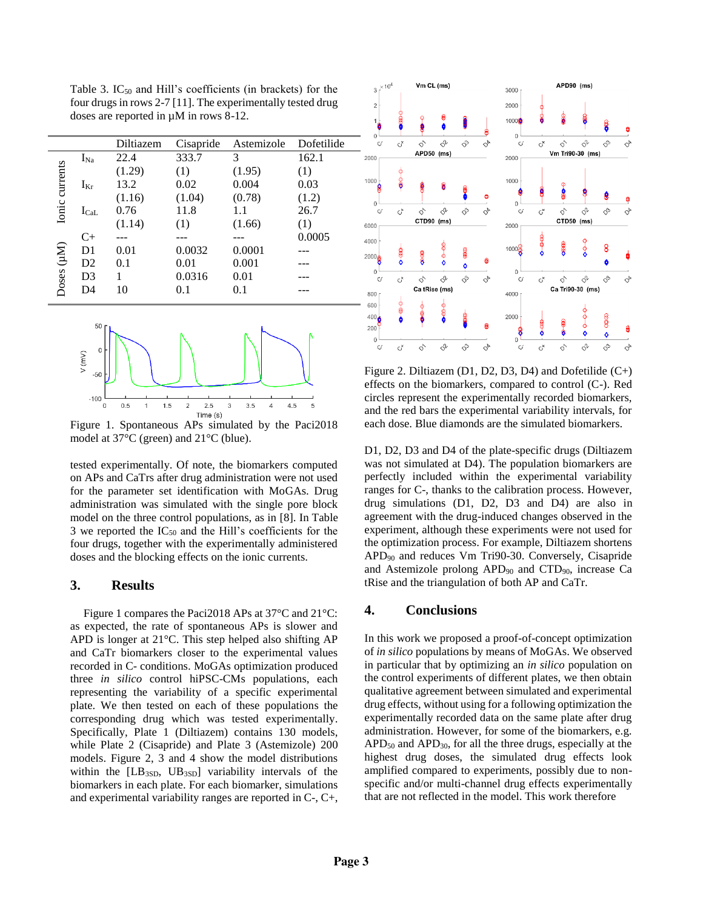Table 3. $IC_{50}$ and Hill's coefficients (in brackets) for the four drugs in rows 2-7 [11]. The experimentally tested drug doses are reported in µM in rows 8-12.

| | | Diltiazem | Cisapride | Astemizole | Dofetilide |
|---|---|---|---|---|---|
| Ionic currents | $I_{Na}$ | 22.4 | 333.7 | 3 | 162.1 |
| | | (1.29) | (1) | (1.95) | (1) |
| | $I_{Kr}$ | 13.2 | 0.02 | 0.004 | 0.03 |
| | | (1.16) | (1.04) | (0.78) | (1.2) |
| | $I_{CaL}$ | 0.76 | 11.8 | 1.1 | 26.7 |
| | | (1.14) | (1) | (1.66) | (1) |
| Doses (µM) | C+ | --- | --- | --- | 0.0005 |
| | D1 | 0.01 | 0.0032 | 0.0001 | --- |
| | D2 | 0.1 | 0.01 | 0.001 | --- |
| | D3 | 1 | 0.0316 | 0.01 | --- |
| | D4 | 10 | 0.1 | 0.1 | --- |

Figure 1. Spontaneous APs simulated by the Paci2018 model at 37°C (green) and 21°C (blue).

tested experimentally. Of note, the biomarkers computed on APs and CaTrs after drug administration were not used for the parameter set identification with MoGAs. Drug administration was simulated with the single pore block model on the three control populations, as in [8]. In Table 3 we reported the $IC_{50}$ and the Hill's coefficients for the four drugs, together with the experimentally administered doses and the blocking effects on the ionic currents.

## 3. Results

Figure 1 compares the Paci2018 APs at 37°C and 21°C: as expected, the rate of spontaneous APs is slower and APD is longer at 21°C. This step helped also shifting AP and CaTr biomarkers closer to the experimental values recorded in C- conditions. MoGAs optimization produced three *in silico* control hiPSC-CMs populations, each representing the variability of a specific experimental plate. We then tested on each of these populations the corresponding drug which was tested experimentally. Specifically, Plate 1 (Diltiazem) contains 130 models, while Plate 2 (Cisapride) and Plate 3 (Astemizole) 200 models. Figure 2, 3 and 4 show the model distributions within the [$LB_{3SD}$, $UB_{3SD}$] variability intervals of the biomarkers in each plate. For each biomarker, simulations and experimental variability ranges are reported in C-, C+, D1, D2, D3 and D4 of the plate-specific drugs (Diltiazem was not simulated at D4). The population biomarkers are perfectly included within the experimental variability ranges for C-, thanks to the calibration process. However, drug simulations (D1, D2, D3 and D4) are also in agreement with the drug-induced changes observed in the experiment, although these experiments were not used for the optimization process. For example, Diltiazem shortens $APD_{90}$ and reduces Vm Tri90-30. Conversely, Cisapride and Astemizole prolong $APD_{90}$ and $CTD_{90}$, increase Ca tRise and the triangulation of both AP and CaTr.

Figure 2. Diltiazem (D1, D2, D3, D4) and Dofetilide (C+) effects on the biomarkers, compared to control (C-). Red circles represent the experimentally recorded biomarkers, and the red bars the experimental variability intervals, for each dose. Blue diamonds are the simulated biomarkers.

## 4. Conclusions

In this work we proposed a proof-of-concept optimization of *in silico* populations by means of MoGAs. We observed in particular that by optimizing an *in silico* population on the control experiments of different plates, we then obtain qualitative agreement between simulated and experimental drug effects, without using for a following optimization the experimentally recorded data on the same plate after drug administration. However, for some of the biomarkers, e.g. $APD_{50}$ and $APD_{30}$, for all the three drugs, especially at the highest drug doses, the simulated drug effects look amplified compared to experiments, possibly due to non-specific and/or multi-channel drug effects experimentally that are not reflected in the model. This work therefore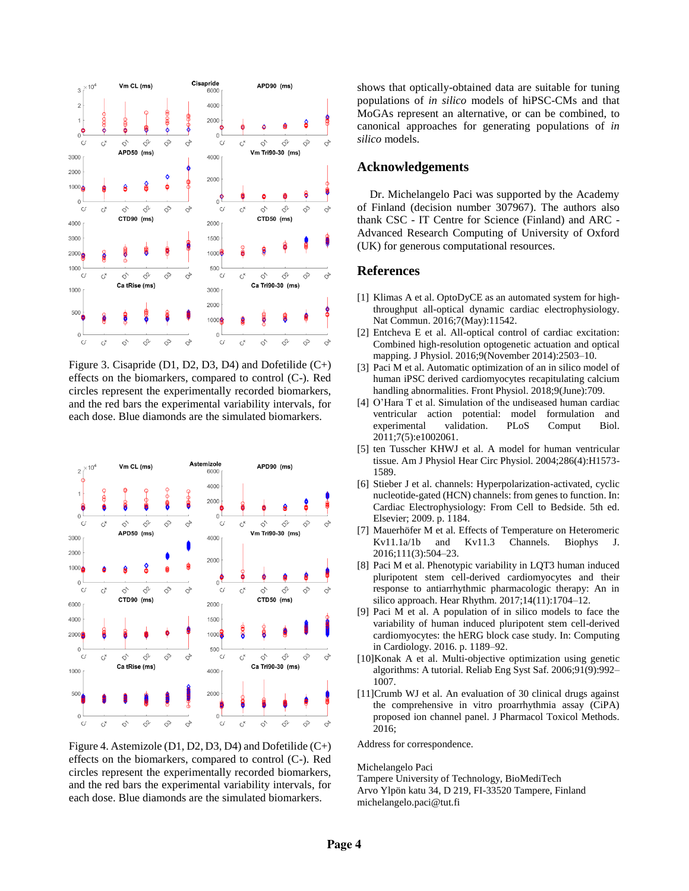Cisapride

Vm CL (ms)

$\times 10^4$

3
2
1
0

C- C+ D1 D2 D3 D4

APD90 (ms)

6000
4000
2000
0

C- C+ D1 D2 D3 D4

APD50 (ms)

3000
2000
1000
0

C- C+ D1 D2 D3 D4

Vm Tri90-30 (ms)

4000
2000
0

C- C+ D1 D2 D3 D4

CTD90 (ms)

4000
3000
2000
1000

C- C+ D1 D2 D3 D4

CTD50 (ms)

2000
1500
1000
500

C- C+ D1 D2 D3 D4

Ca tRise (ms)

1000
500
0

C- C+ D1 D2 D3 D4

Ca Tri90-30 (ms)

3000
2000
1000
0

C- C+ D1 D2 D3 D4

Figure 3. Cisapride (D1, D2, D3, D4) and Dofetilide (C+) effects on the biomarkers, compared to control (C-). Red circles represent the experimentally recorded biomarkers, and the red bars the experimental variability intervals, for each dose. Blue diamonds are the simulated biomarkers.

Astemizole

Vm CL (ms)

$\times 10^4$

2
1
0

C- C+ D1 D2 D3 D4

APD90 (ms)

6000
4000
2000
0

C- C+ D1 D2 D3 D4

APD50 (ms)

3000
2000
1000
0

C- C+ D1 D2 D3 D4

Vm Tri90-30 (ms)

4000
2000
0

C- C+ D1 D2 D3 D4

CTD90 (ms)

6000
4000
2000
0

C- C+ D1 D2 D3 D4

CTD50 (ms)

2000
1500
1000
500

C- C+ D1 D2 D3 D4

Ca tRise (ms)

1000
500
0

C- C+ D1 D2 D3 D4

Ca Tri90-30 (ms)

4000
2000
0

C- C+ D1 D2 D3 D4

Figure 4. Astemizole (D1, D2, D3, D4) and Dofetilide (C+) effects on the biomarkers, compared to control (C-). Red circles represent the experimentally recorded biomarkers, and the red bars the experimental variability intervals, for each dose. Blue diamonds are the simulated biomarkers.

shows that optically-obtained data are suitable for tuning populations of *in silico* models of hiPSC-CMs and that MoGAs represent an alternative, or can be combined, to canonical approaches for generating populations of *in silico* models.

## Acknowledgements

Dr. Michelangelo Paci was supported by the Academy of Finland (decision number 307967). The authors also thank CSC - IT Centre for Science (Finland) and ARC - Advanced Research Computing of University of Oxford (UK) for generous computational resources.

## References

[1] Klimas A et al. OptoDyCE as an automated system for high-throughput all-optical dynamic cardiac electrophysiology. Nat Commun. 2016;7(May):11542.

[2] Entcheva E et al. All-optical control of cardiac excitation: Combined high-resolution optogenetic actuation and optical mapping. J Physiol. 2016;9(November 2014):2503–10.

[3] Paci M et al. Automatic optimization of an in silico model of human iPSC derived cardiomyocytes recapitulating calcium handling abnormalities. Front Physiol. 2018;9(June):709.

[4] O'Hara T et al. Simulation of the undiseased human cardiac ventricular action potential: model formulation and experimental validation. PLoS Comput Biol. 2011;7(5):e1002061.

[5] ten Tusscher KHWJ et al. A model for human ventricular tissue. Am J Physiol Hear Circ Physiol. 2004;286(4):H1573-1589.

[6] Stieber J et al. channels: Hyperpolarization-activated, cyclic nucleotide-gated (HCN) channels: from genes to function. In: Cardiac Electrophysiology: From Cell to Bedside. 5th ed. Elsevier; 2009. p. 1184.

[7] Mauerhöfer M et al. Effects of Temperature on Heteromeric Kv11.1a/1b and Kv11.3 Channels. Biophys J. 2016;111(3):504–23.

[8] Paci M et al. Phenotypic variability in LQT3 human induced pluripotent stem cell-derived cardiomyocytes and their response to antiarrhythmic pharmacologic therapy: An in silico approach. Hear Rhythm. 2017;14(11):1704–12.

[9] Paci M et al. A population of in silico models to face the variability of human induced pluripotent stem cell-derived cardiomyocytes: the hERG block case study. In: Computing in Cardiology. 2016. p. 1189–92.

[10] Konak A et al. Multi-objective optimization using genetic algorithms: A tutorial. Reliab Eng Syst Saf. 2006;91(9):992–1007.

[11] Crumb WJ et al. An evaluation of 30 clinical drugs against the comprehensive in vitro proarrhythmia assay (CiPA) proposed ion channel panel. J Pharmacol Toxicol Methods. 2016;

Address for correspondence.

Michelangelo Paci
Tampere University of Technology, BioMediTech
Arvo Ylpön katu 34, D 219, FI-33520 Tampere, Finland
michelangelo.paci@tut.fi